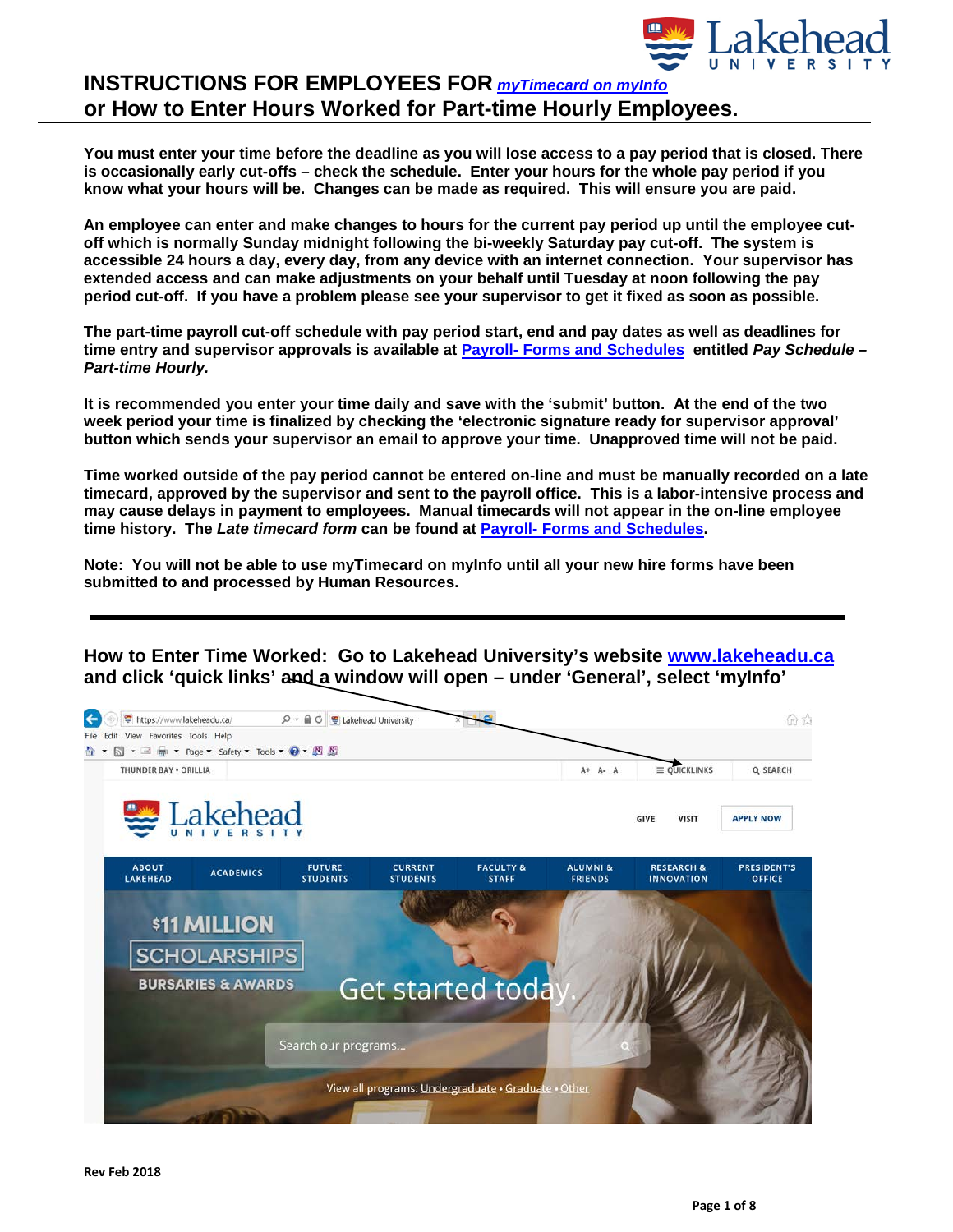# INSTRUCTIONS FOR EMPLOYEES FOR *myTimecard on myInfo*

## or How to Enter Hours Worked for Part-time Hourly Employees.

**You must enter your time before the deadline as you will lose access to a pay period that is closed. There is occasionally early cut-offs – check the schedule. Enter your hours for the whole pay period if you know what your hours will be. Changes can be made as required. This will ensure you are paid.**

**An employee can enter and make changes to hours for the current pay period up until the employee cut-off which is normally Sunday midnight following the bi-weekly Saturday pay cut-off. The system is accessible 24 hours a day, every day, from any device with an internet connection. Your supervisor has extended access and can make adjustments on your behalf until Tuesday at noon following the pay period cut-off. If you have a problem please see your supervisor to get it fixed as soon as possible.**

**The part-time payroll cut-off schedule with pay period start, end and pay dates as well as deadlines for time entry and supervisor approvals is available at Payroll- Forms and Schedules entitled *Pay Schedule – Part-time Hourly.***

**It is recommended you enter your time daily and save with the 'submit' button. At the end of the two week period your time is finalized by checking the 'electronic signature ready for supervisor approval' button which sends your supervisor an email to approve your time. Unapproved time will not be paid.**

**Time worked outside of the pay period cannot be entered on-line and must be manually recorded on a late timecard, approved by the supervisor and sent to the payroll office. This is a labor-intensive process and may cause delays in payment to employees. Manual timecards will not appear in the on-line employee time history. The *Late timecard form* can be found at Payroll- Forms and Schedules.**

**Note: You will not be able to use myTimecard on myInfo until all your new hire forms have been submitted to and processed by Human Resources.**

---

### How to Enter Time Worked: Go to Lakehead University's website www.lakeheadu.ca and click 'quick links' and a window will open – under 'General', select 'myInfo'

Rev Feb 2018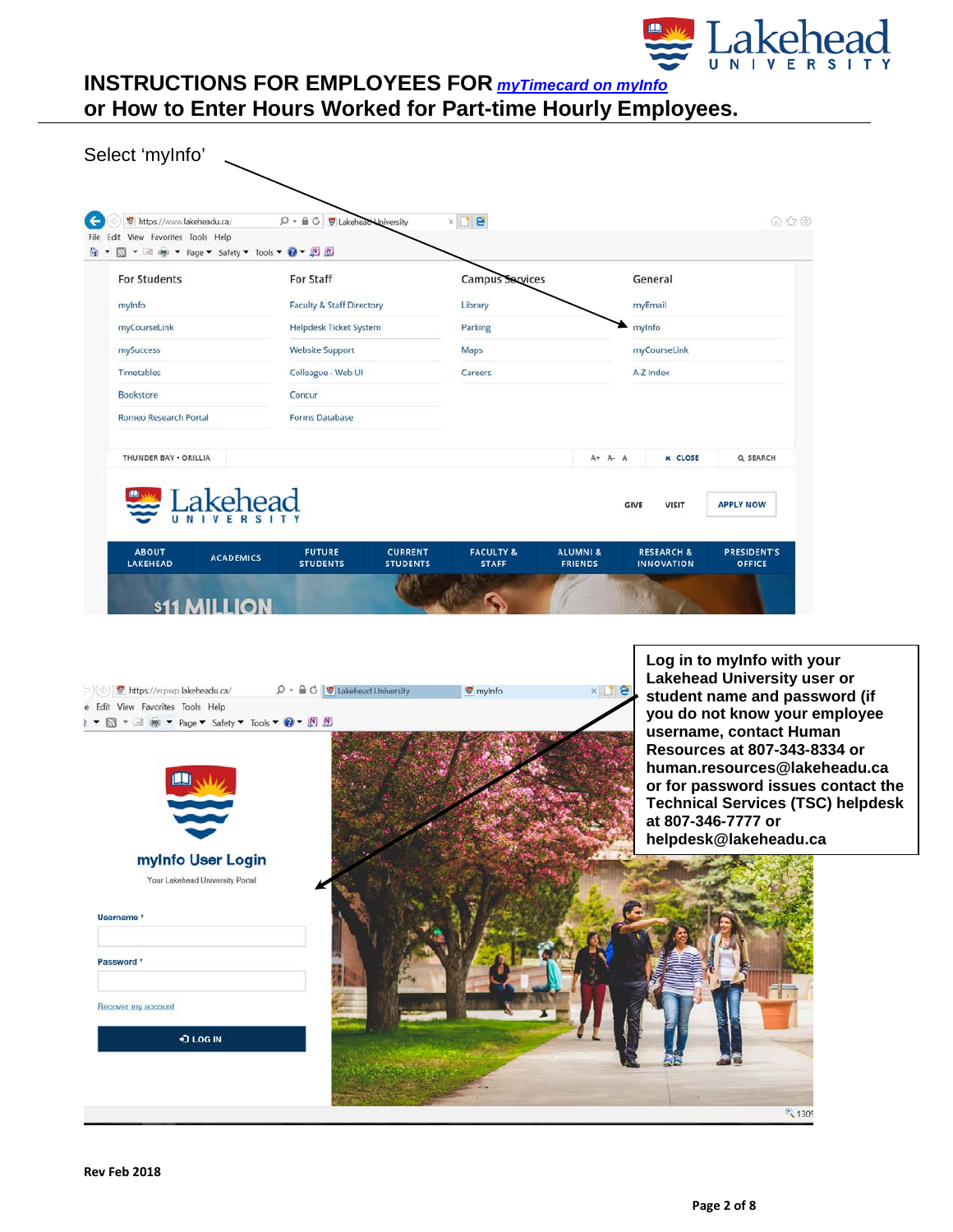# INSTRUCTIONS FOR EMPLOYEES FOR *myTimecard on myInfo*

# or How to Enter Hours Worked for Part-time Hourly Employees.

Select 'myInfo'

**Log in to myInfo with your Lakehead University user or student name and password (if you do not know your employee username, contact Human Resources at 807-343-8334 or human.resources@lakeheadu.ca or for password issues contact the Technical Services (TSC) helpdesk at 807-346-7777 or helpdesk@lakeheadu.ca**

**Rev Feb 2018**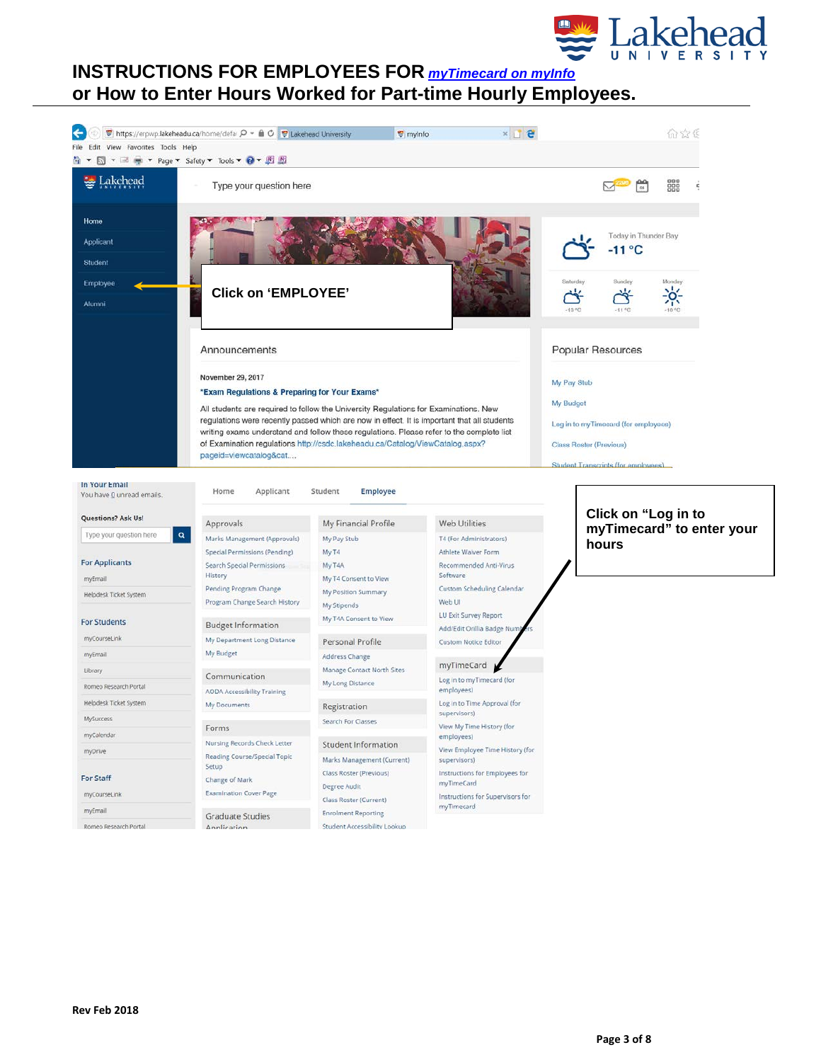# INSTRUCTIONS FOR EMPLOYEES FOR myTimecard on myInfo

## or How to Enter Hours Worked for Part-time Hourly Employees.

**Click on 'EMPLOYEE'**

**Click on "Log in to myTimecard" to enter your hours**

**Rev Feb 2018**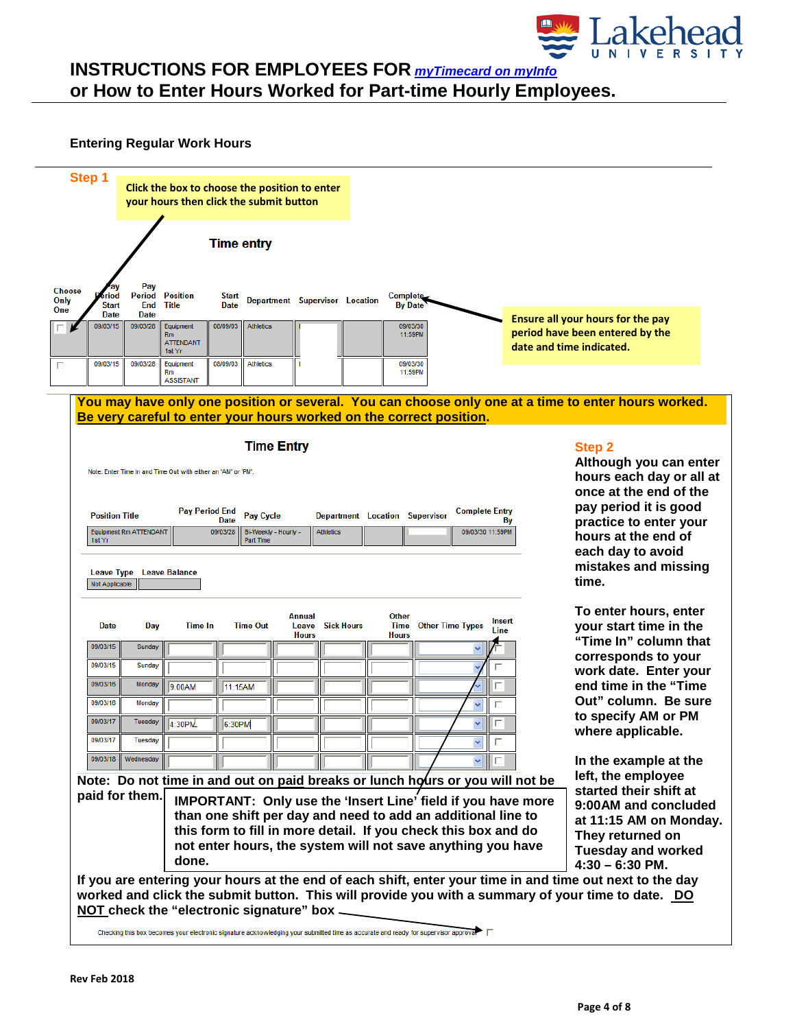# INSTRUCTIONS FOR EMPLOYEES FOR *myTimecard on myInfo*
## or How to Enter Hours Worked for Part-time Hourly Employees.

### Entering Regular Work Hours

**Step 1**

**Click the box to choose the position to enter your hours then click the submit button**

**Time entry**

| Choose Only One | Pay Period Start Date | Pay Period End Date | Position Title | Start Date | Department | Supervisor | Location | Complete By Date |
|---|---|---|---|---|---|---|---|---|
| ☐ | 09/03/15 | 09/03/28 | Equipment Rm ATTENDANT 1st Yr | 08/09/03 | Athletics | | | 09/03/30 11:59PM |
| ☐ | 09/03/15 | 09/03/28 | Equipment Rm ASSISTANT | 08/09/03 | Athletics | | | 09/03/30 11:59PM |

**Ensure all your hours for the pay period have been entered by the date and time indicated.**

**You may have only one position or several. You can choose only one at a time to enter hours worked. Be very careful to enter your hours worked on the correct position.**

**Time Entry**

Note: Enter Time In and Time Out with either an "AM" or "PM".

| Position Title | Pay Period End Date | Pay Cycle | Department | Location | Supervisor | Complete Entry By |
|---|---|---|---|---|---|---|
| Equipment Rm ATTENDANT 1st Yr | 09/03/28 | Bi-Weekly - Hourly - Part Time | Athletics | | | 09/03/30 11:59PM |

| Leave Type | Leave Balance |
|---|---|
| Not Applicable | |

| Date | Day | Time In | Time Out | Annual Leave Hours | Sick Hours | Other Time Hours | Other Time Types | Insert Line |
|---|---|---|---|---|---|---|---|---|
| 09/03/15 | Sunday | | | | | | | ☐ |
| 09/03/15 | Sunday | | | | | | | ☐ |
| 09/03/16 | Monday | 9:00AM | 11:15AM | | | | | ☐ |
| 09/03/16 | Monday | | | | | | | ☐ |
| 09/03/17 | Tuesday | 4:30PM | 6:30PM | | | | | ☐ |
| 09/03/17 | Tuesday | | | | | | | ☐ |
| 09/03/18 | Wednesday | | | | | | | ☐ |

**Note: Do not time in and out on paid breaks or lunch hours or you will not be paid for them.**

**IMPORTANT: Only use the 'Insert Line' field if you have more than one shift per day and need to add an additional line to this form to fill in more detail. If you check this box and do not enter hours, the system will not save anything you have done.**

**If you are entering your hours at the end of each shift, enter your time in and time out next to the day worked and click the submit button. This will provide you with a summary of your time to date. DO NOT check the "electronic signature" box**

Checking this box becomes your electronic signature acknowledging your submitted time as accurate and ready for supervisor approval ☐

**Step 2**

**Although you can enter hours each day or all at once at the end of the pay period it is good practice to enter your hours at the end of each day to avoid mistakes and missing time.**

**To enter hours, enter your start time in the "Time In" column that corresponds to your work date. Enter your end time in the "Time Out" column. Be sure to specify AM or PM where applicable.**

**In the example at the left, the employee started their shift at 9:00AM and concluded at 11:15 AM on Monday. They returned on Tuesday and worked 4:30 – 6:30 PM.**

**Rev Feb 2018**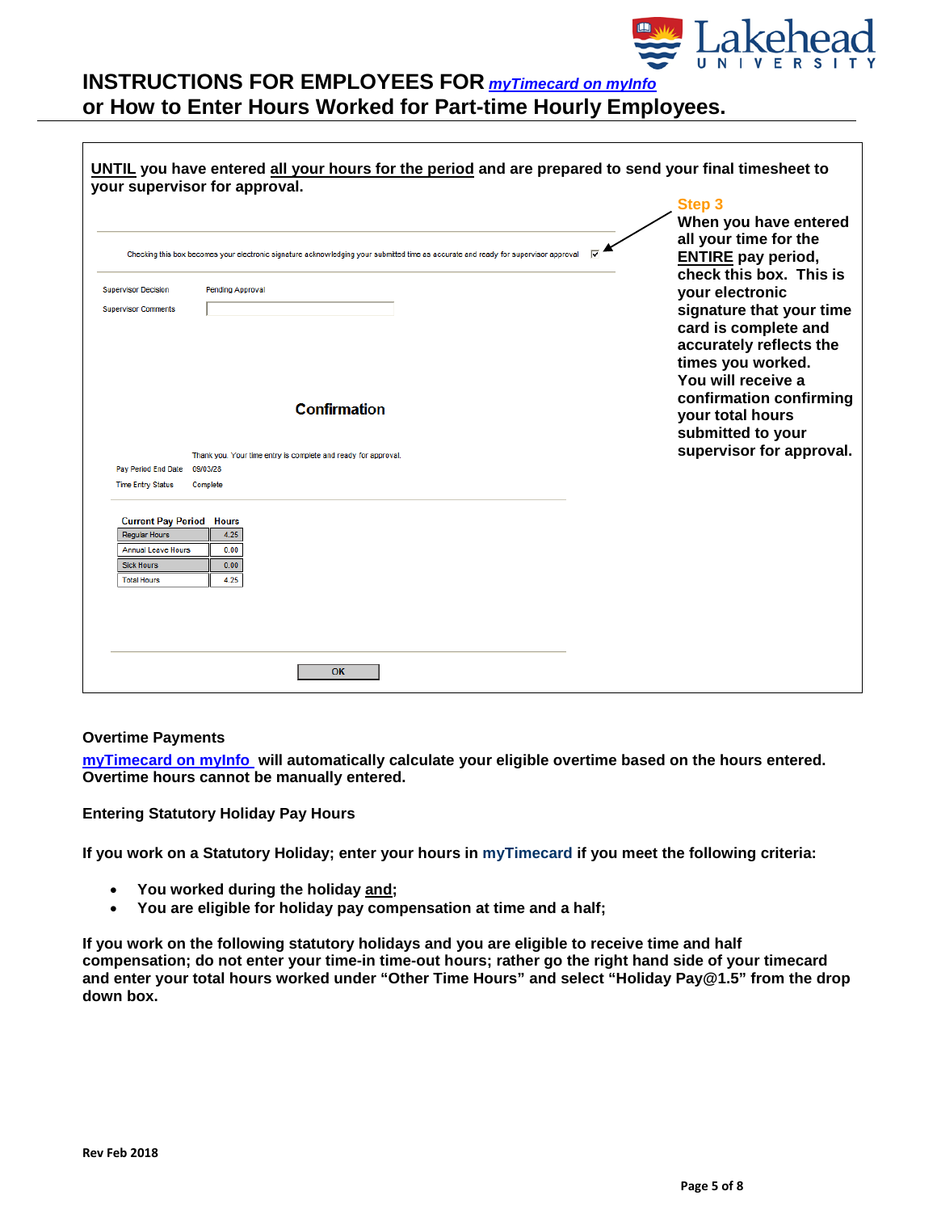# INSTRUCTIONS FOR EMPLOYEES FOR *myTimecard on myInfo*
## or How to Enter Hours Worked for Part-time Hourly Employees.

**UNTIL you have entered all your hours for the period and are prepared to send your final timesheet to your supervisor for approval.**

Checking this box becomes your electronic signature acknowledging your submitted time as accurate and ready for supervisor approval ☑

Supervisor Decision Pending Approval

Supervisor Comments

**Step 3**

**When you have entered all your time for the ENTIRE pay period, check this box. This is your electronic signature that your time card is complete and accurately reflects the times you worked. You will receive a confirmation confirming your total hours submitted to your supervisor for approval.**

**Confirmation**

Thank you. Your time entry is complete and ready for approval.

Pay Period End Date 09/03/28

Time Entry Status Complete

| Current Pay Period | Hours |
|---|---|
| Regular Hours | 4.25 |
| Annual Leave Hours | 0.00 |
| Sick Hours | 0.00 |
| Total Hours | 4.25 |

OK

**Overtime Payments**

**myTimecard on myInfo will automatically calculate your eligible overtime based on the hours entered. Overtime hours cannot be manually entered.**

**Entering Statutory Holiday Pay Hours**

**If you work on a Statutory Holiday; enter your hours in myTimecard if you meet the following criteria:**

- **You worked during the holiday and;**
- **You are eligible for holiday pay compensation at time and a half;**

**If you work on the following statutory holidays and you are eligible to receive time and half compensation; do not enter your time-in time-out hours; rather go the right hand side of your timecard and enter your total hours worked under "Other Time Hours" and select "Holiday Pay@1.5" from the drop down box.**

**Rev Feb 2018**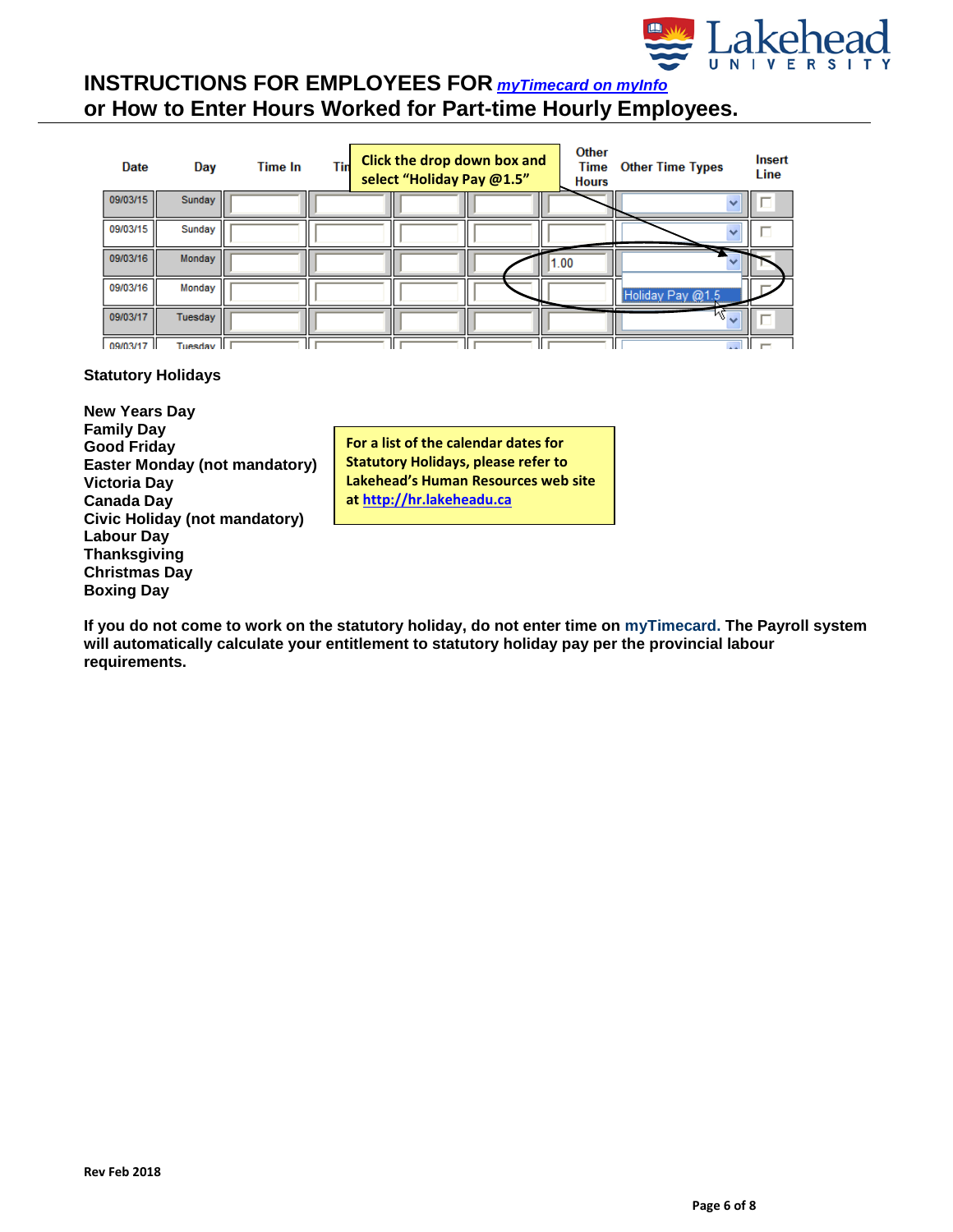# INSTRUCTIONS FOR EMPLOYEES FOR *myTimecard on myInfo*

## or How to Enter Hours Worked for Part-time Hourly Employees.

| Date | Day | Time In | Time Out | | | Other Time Hours | Other Time Types | Insert Line |
|---|---|---|---|---|---|---|---|---|
| 09/03/15 | Sunday | | | | | | | |
| 09/03/15 | Sunday | | | | | | | |
| 09/03/16 | Monday | | | | | 1.00 | Holiday Pay @1.5 | |
| 09/03/16 | Monday | | | | | | | |
| 09/03/17 | Tuesday | | | | | | | |
| 09/03/17 | Tuesday | | | | | | | |

Click the drop down box and select "Holiday Pay @1.5"

**Statutory Holidays**

**New Years Day**
**Family Day**
**Good Friday**
**Easter Monday (not mandatory)**
**Victoria Day**
**Canada Day**
**Civic Holiday (not mandatory)**
**Labour Day**
**Thanksgiving**
**Christmas Day**
**Boxing Day**

**For a list of the calendar dates for Statutory Holidays, please refer to Lakehead's Human Resources web site at http://hr.lakeheadu.ca**

**If you do not come to work on the statutory holiday, do not enter time on myTimecard. The Payroll system will automatically calculate your entitlement to statutory holiday pay per the provincial labour requirements.**

**Rev Feb 2018**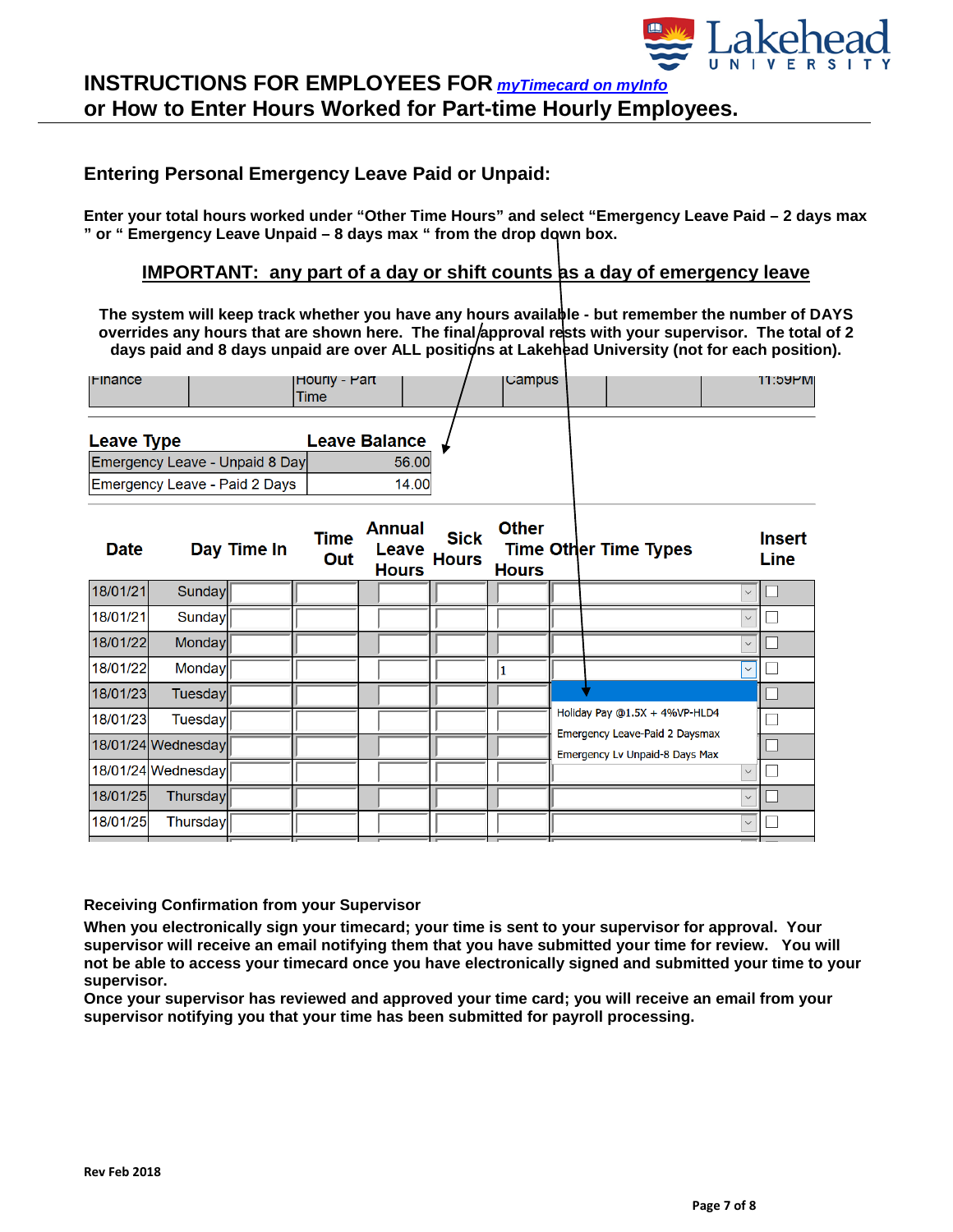# INSTRUCTIONS FOR EMPLOYEES FOR *myTimecard on myInfo*
## or How to Enter Hours Worked for Part-time Hourly Employees.

### Entering Personal Emergency Leave Paid or Unpaid:

**Enter your total hours worked under "Other Time Hours" and select "Emergency Leave Paid – 2 days max " or " Emergency Leave Unpaid – 8 days max " from the drop down box.**

**IMPORTANT: any part of a day or shift counts as a day of emergency leave**

**The system will keep track whether you have any hours available - but remember the number of DAYS overrides any hours that are shown here. The final approval rests with your supervisor. The total of 2 days paid and 8 days unpaid are over ALL positions at Lakehead University (not for each position).**

| Finance | | Hourly - Part Time | | Campus | | 11:59PM |
|---|---|---|---|---|---|---|

| Leave Type | Leave Balance |
|---|---|
| Emergency Leave - Unpaid 8 Day | 56.00 |
| Emergency Leave - Paid 2 Days | 14.00 |

| Date | Day | Time In | Time Out | Annual Leave Hours | Sick Hours | Other Time Hours | Other Time Types | Insert Line |
|---|---|---|---|---|---|---|---|---|
| 18/01/21 | Sunday | | | | | | | |
| 18/01/21 | Sunday | | | | | | | |
| 18/01/22 | Monday | | | | | | | |
| 18/01/22 | Monday | | | | | 1 | | |
| 18/01/23 | Tuesday | | | | | | | |
| 18/01/23 | Tuesday | | | | | | Holiday Pay @1.5X + 4%VP-HLD4 | |
| 18/01/24 | Wednesday | | | | | | Emergency Leave-Paid 2 Daysmax | |
| 18/01/24 | Wednesday | | | | | | Emergency Lv Unpaid-8 Days Max | |
| 18/01/25 | Thursday | | | | | | | |
| 18/01/25 | Thursday | | | | | | | |

**Receiving Confirmation from your Supervisor**

**When you electronically sign your timecard; your time is sent to your supervisor for approval. Your supervisor will receive an email notifying them that you have submitted your time for review. You will not be able to access your timecard once you have electronically signed and submitted your time to your supervisor.**

**Once your supervisor has reviewed and approved your time card; you will receive an email from your supervisor notifying you that your time has been submitted for payroll processing.**

**Rev Feb 2018**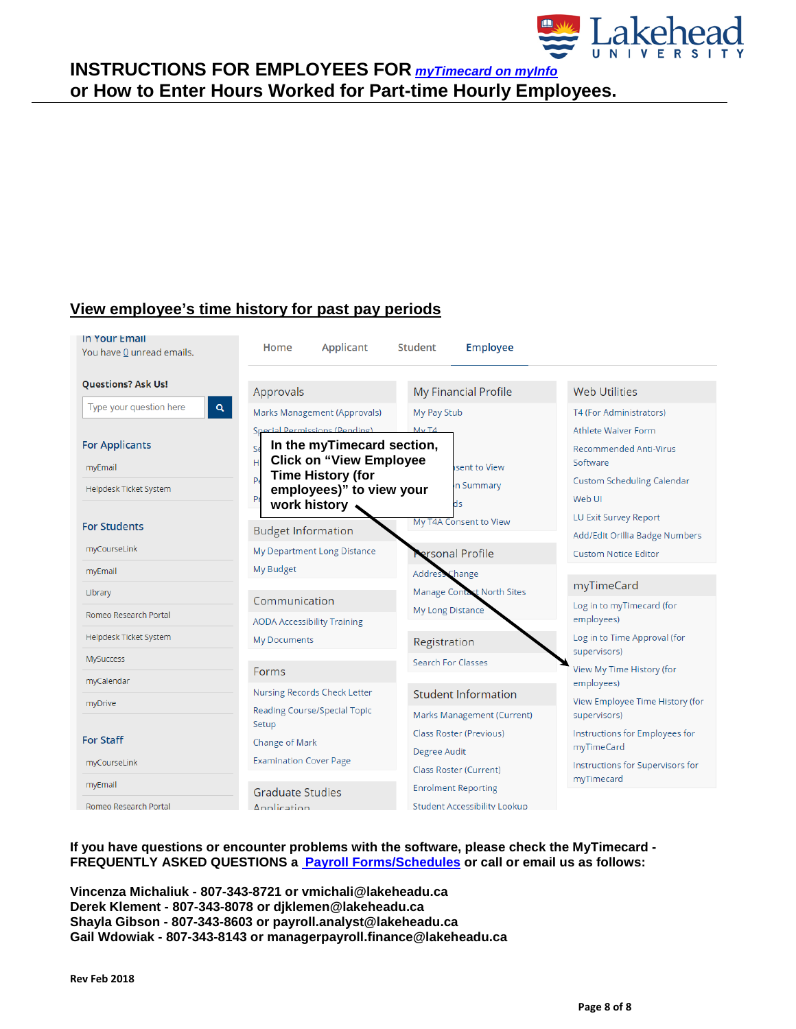# INSTRUCTIONS FOR EMPLOYEES FOR myTimecard on myInfo
## or How to Enter Hours Worked for Part-time Hourly Employees.

## View employee's time history for past pay periods

In the myTimecard section, Click on "View Employee Time History (for employees)" to view your work history

**If you have questions or encounter problems with the software, please check the MyTimecard - FREQUENTLY ASKED QUESTIONS a Payroll Forms/Schedules or call or email us as follows:**

**Vincenza Michaliuk - 807-343-8721 or vmichali@lakeheadu.ca**
**Derek Klement - 807-343-8078 or djklemen@lakeheadu.ca**
**Shayla Gibson - 807-343-8603 or payroll.analyst@lakeheadu.ca**
**Gail Wdowiak - 807-343-8143 or managerpayroll.finance@lakeheadu.ca**

**Rev Feb 2018**